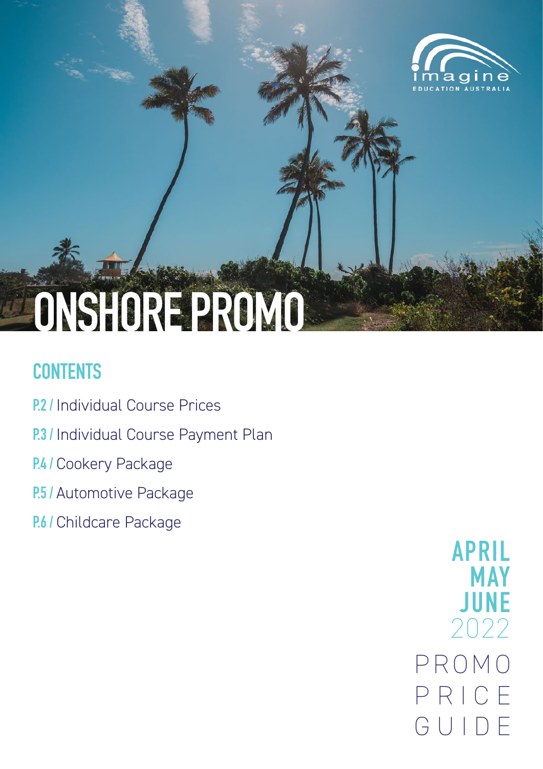imagine
EDUCATION AUSTRALIA

# ONSHORE PROMO

## CONTENTS

- P.2 / Individual Course Prices
- P.3 / Individual Course Payment Plan
- P.4 / Cookery Package
- P.5 / Automotive Package
- P.6 / Childcare Package

**APRIL**
**MAY**
**JUNE**
2022

PROMO
PRICE
GUIDE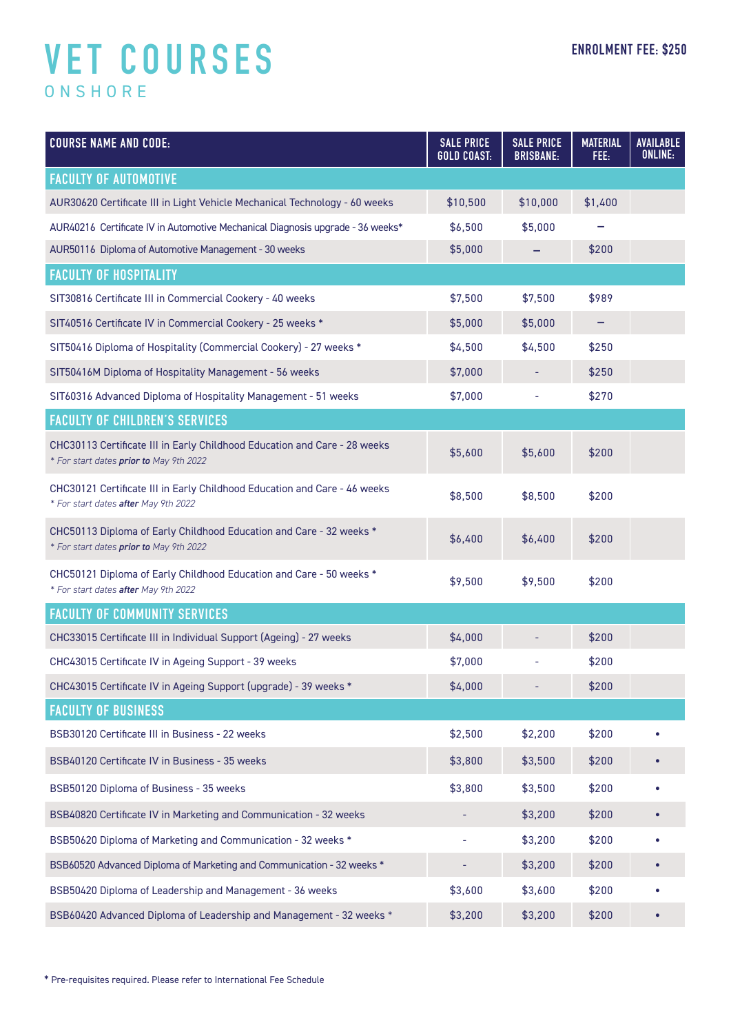# VET COURSES

ONSHORE

**ENROLMENT FEE: $250**

| COURSE NAME AND CODE: | SALE PRICE GOLD COAST: | SALE PRICE BRISBANE: | MATERIAL FEE: | AVAILABLE ONLINE: |
|---|---|---|---|---|
| **FACULTY OF AUTOMOTIVE** | | | | |
| AUR30620 Certificate III in Light Vehicle Mechanical Technology - 60 weeks | $10,500 | $10,000 | $1,400 | |
| AUR40216 Certificate IV in Automotive Mechanical Diagnosis upgrade - 36 weeks* | $6,500 | $5,000 | – | |
| AUR50116 Diploma of Automotive Management - 30 weeks | $5,000 | – | $200 | |
| **FACULTY OF HOSPITALITY** | | | | |
| SIT30816 Certificate III in Commercial Cookery - 40 weeks | $7,500 | $7,500 | $989 | |
| SIT40516 Certificate IV in Commercial Cookery - 25 weeks * | $5,000 | $5,000 | – | |
| SIT50416 Diploma of Hospitality (Commercial Cookery) - 27 weeks * | $4,500 | $4,500 | $250 | |
| SIT50416M Diploma of Hospitality Management - 56 weeks | $7,000 | - | $250 | |
| SIT60316 Advanced Diploma of Hospitality Management - 51 weeks | $7,000 | - | $270 | |
| **FACULTY OF CHILDREN'S SERVICES** | | | | |
| CHC30113 Certificate III in Early Childhood Education and Care - 28 weeks<br>*\* For start dates **prior to** May 9th 2022* | $5,600 | $5,600 | $200 | |
| CHC30121 Certificate III in Early Childhood Education and Care - 46 weeks<br>*\* For start dates **after** May 9th 2022* | $8,500 | $8,500 | $200 | |
| CHC50113 Diploma of Early Childhood Education and Care - 32 weeks *<br>*\* For start dates **prior to** May 9th 2022* | $6,400 | $6,400 | $200 | |
| CHC50121 Diploma of Early Childhood Education and Care - 50 weeks *<br>*\* For start dates **after** May 9th 2022* | $9,500 | $9,500 | $200 | |
| **FACULTY OF COMMUNITY SERVICES** | | | | |
| CHC33015 Certificate III in Individual Support (Ageing) - 27 weeks | $4,000 | - | $200 | |
| CHC43015 Certificate IV in Ageing Support - 39 weeks | $7,000 | - | $200 | |
| CHC43015 Certificate IV in Ageing Support (upgrade) - 39 weeks * | $4,000 | - | $200 | |
| **FACULTY OF BUSINESS** | | | | |
| BSB30120 Certificate III in Business - 22 weeks | $2,500 | $2,200 | $200 | • |
| BSB40120 Certificate IV in Business - 35 weeks | $3,800 | $3,500 | $200 | • |
| BSB50120 Diploma of Business - 35 weeks | $3,800 | $3,500 | $200 | • |
| BSB40820 Certificate IV in Marketing and Communication - 32 weeks | - | $3,200 | $200 | • |
| BSB50620 Diploma of Marketing and Communication - 32 weeks * | - | $3,200 | $200 | • |
| BSB60520 Advanced Diploma of Marketing and Communication - 32 weeks * | - | $3,200 | $200 | • |
| BSB50420 Diploma of Leadership and Management - 36 weeks | $3,600 | $3,600 | $200 | • |
| BSB60420 Advanced Diploma of Leadership and Management - 32 weeks * | $3,200 | $3,200 | $200 | • |

\* Pre-requisites required. Please refer to International Fee Schedule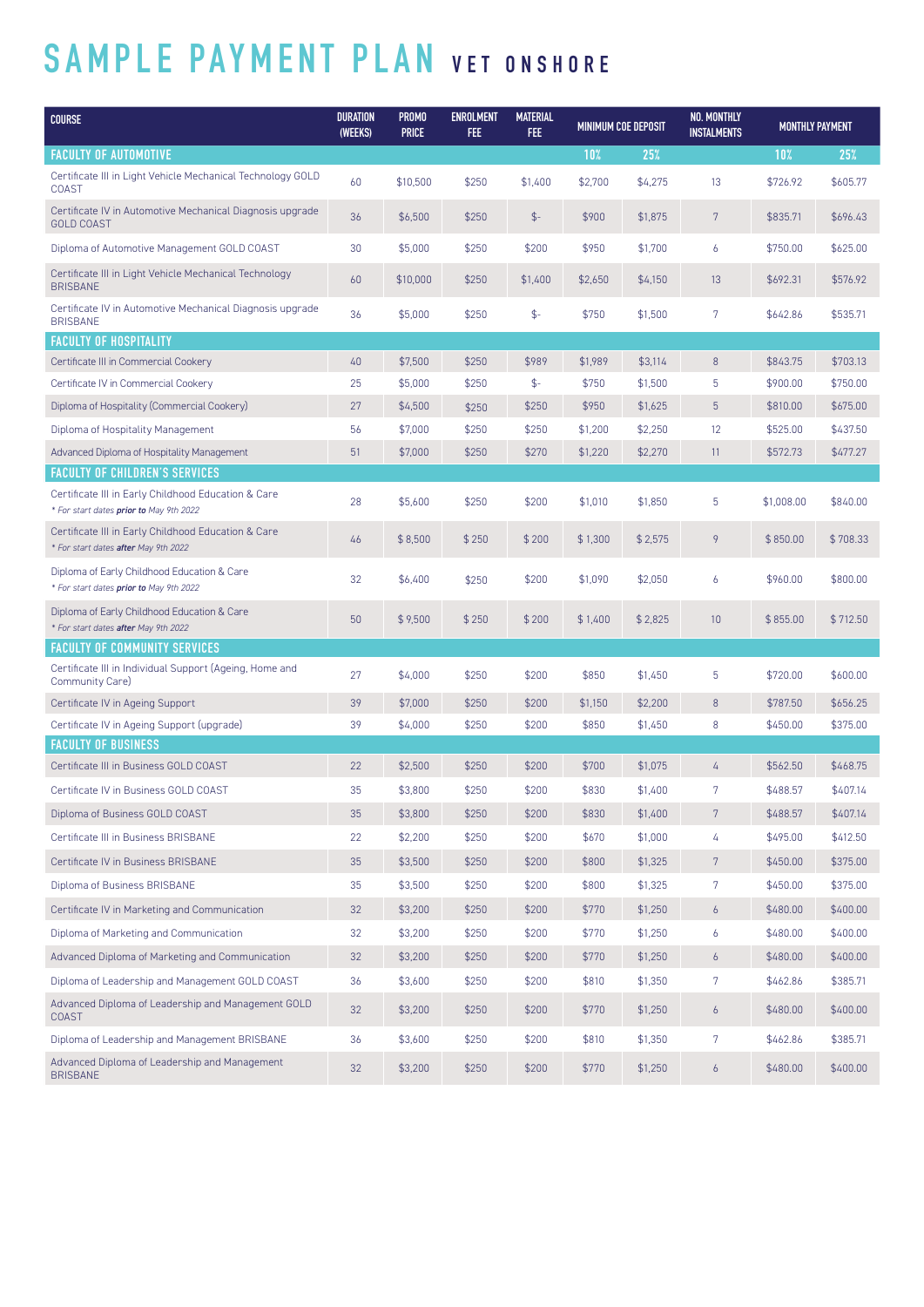# SAMPLE PAYMENT PLAN VET ONSHORE

| COURSE | DURATION (WEEKS) | PROMO PRICE | ENROLMENT FEE | MATERIAL FEE | MINIMUM COE DEPOSIT | | NO. MONTHLY INSTALMENTS | MONTHLY PAYMENT | |
|---|---|---|---|---|---|---|---|---|---|
| **FACULTY OF AUTOMOTIVE** | | | | | **10%** | **25%** | | **10%** | **25%** |
| Certificate III in Light Vehicle Mechanical Technology GOLD COAST | 60 | $10,500 | $250 | $1,400 | $2,700 | $4,275 | 13 | $726.92 | $605.77 |
| Certificate IV in Automotive Mechanical Diagnosis upgrade GOLD COAST | 36 | $6,500 | $250 | $- | $900 | $1,875 | 7 | $835.71 | $696.43 |
| Diploma of Automotive Management GOLD COAST | 30 | $5,000 | $250 | $200 | $950 | $1,700 | 6 | $750.00 | $625.00 |
| Certificate III in Light Vehicle Mechanical Technology BRISBANE | 60 | $10,000 | $250 | $1,400 | $2,650 | $4,150 | 13 | $692.31 | $576.92 |
| Certificate IV in Automotive Mechanical Diagnosis upgrade BRISBANE | 36 | $5,000 | $250 | $- | $750 | $1,500 | 7 | $642.86 | $535.71 |
| **FACULTY OF HOSPITALITY** | | | | | | | | | |
| Certificate III in Commercial Cookery | 40 | $7,500 | $250 | $989 | $1,989 | $3,114 | 8 | $843.75 | $703.13 |
| Certificate IV in Commercial Cookery | 25 | $5,000 | $250 | $- | $750 | $1,500 | 5 | $900.00 | $750.00 |
| Diploma of Hospitality (Commercial Cookery) | 27 | $4,500 | $250 | $250 | $950 | $1,625 | 5 | $810.00 | $675.00 |
| Diploma of Hospitality Management | 56 | $7,000 | $250 | $250 | $1,200 | $2,250 | 12 | $525.00 | $437.50 |
| Advanced Diploma of Hospitality Management | 51 | $7,000 | $250 | $270 | $1,220 | $2,270 | 11 | $572.73 | $477.27 |
| **FACULTY OF CHILDREN'S SERVICES** | | | | | | | | | |
| Certificate III in Early Childhood Education & Care *\* For start dates **prior to** May 9th 2022* | 28 | $5,600 | $250 | $200 | $1,010 | $1,850 | 5 | $1,008.00 | $840.00 |
| Certificate III in Early Childhood Education & Care *\* For start dates **after** May 9th 2022* | 46 | $ 8,500 | $ 250 | $ 200 | $ 1,300 | $ 2,575 | 9 | $ 850.00 | $ 708.33 |
| Diploma of Early Childhood Education & Care *\* For start dates **prior to** May 9th 2022* | 32 | $6,400 | $250 | $200 | $1,090 | $2,050 | 6 | $960.00 | $800.00 |
| Diploma of Early Childhood Education & Care *\* For start dates **after** May 9th 2022* | 50 | $ 9,500 | $ 250 | $ 200 | $ 1,400 | $ 2,825 | 10 | $ 855.00 | $ 712.50 |
| **FACULTY OF COMMUNITY SERVICES** | | | | | | | | | |
| Certificate III in Individual Support (Ageing, Home and Community Care) | 27 | $4,000 | $250 | $200 | $850 | $1,450 | 5 | $720.00 | $600.00 |
| Certificate IV in Ageing Support | 39 | $7,000 | $250 | $200 | $1,150 | $2,200 | 8 | $787.50 | $656.25 |
| Certificate IV in Ageing Support (upgrade) | 39 | $4,000 | $250 | $200 | $850 | $1,450 | 8 | $450.00 | $375.00 |
| **FACULTY OF BUSINESS** | | | | | | | | | |
| Certificate III in Business GOLD COAST | 22 | $2,500 | $250 | $200 | $700 | $1,075 | 4 | $562.50 | $468.75 |
| Certificate IV in Business GOLD COAST | 35 | $3,800 | $250 | $200 | $830 | $1,400 | 7 | $488.57 | $407.14 |
| Diploma of Business GOLD COAST | 35 | $3,800 | $250 | $200 | $830 | $1,400 | 7 | $488.57 | $407.14 |
| Certificate III in Business BRISBANE | 22 | $2,200 | $250 | $200 | $670 | $1,000 | 4 | $495.00 | $412.50 |
| Certificate IV in Business BRISBANE | 35 | $3,500 | $250 | $200 | $800 | $1,325 | 7 | $450.00 | $375.00 |
| Diploma of Business BRISBANE | 35 | $3,500 | $250 | $200 | $800 | $1,325 | 7 | $450.00 | $375.00 |
| Certificate IV in Marketing and Communication | 32 | $3,200 | $250 | $200 | $770 | $1,250 | 6 | $480.00 | $400.00 |
| Diploma of Marketing and Communication | 32 | $3,200 | $250 | $200 | $770 | $1,250 | 6 | $480.00 | $400.00 |
| Advanced Diploma of Marketing and Communication | 32 | $3,200 | $250 | $200 | $770 | $1,250 | 6 | $480.00 | $400.00 |
| Diploma of Leadership and Management GOLD COAST | 36 | $3,600 | $250 | $200 | $810 | $1,350 | 7 | $462.86 | $385.71 |
| Advanced Diploma of Leadership and Management GOLD COAST | 32 | $3,200 | $250 | $200 | $770 | $1,250 | 6 | $480.00 | $400.00 |
| Diploma of Leadership and Management BRISBANE | 36 | $3,600 | $250 | $200 | $810 | $1,350 | 7 | $462.86 | $385.71 |
| Advanced Diploma of Leadership and Management BRISBANE | 32 | $3,200 | $250 | $200 | $770 | $1,250 | 6 | $480.00 | $400.00 |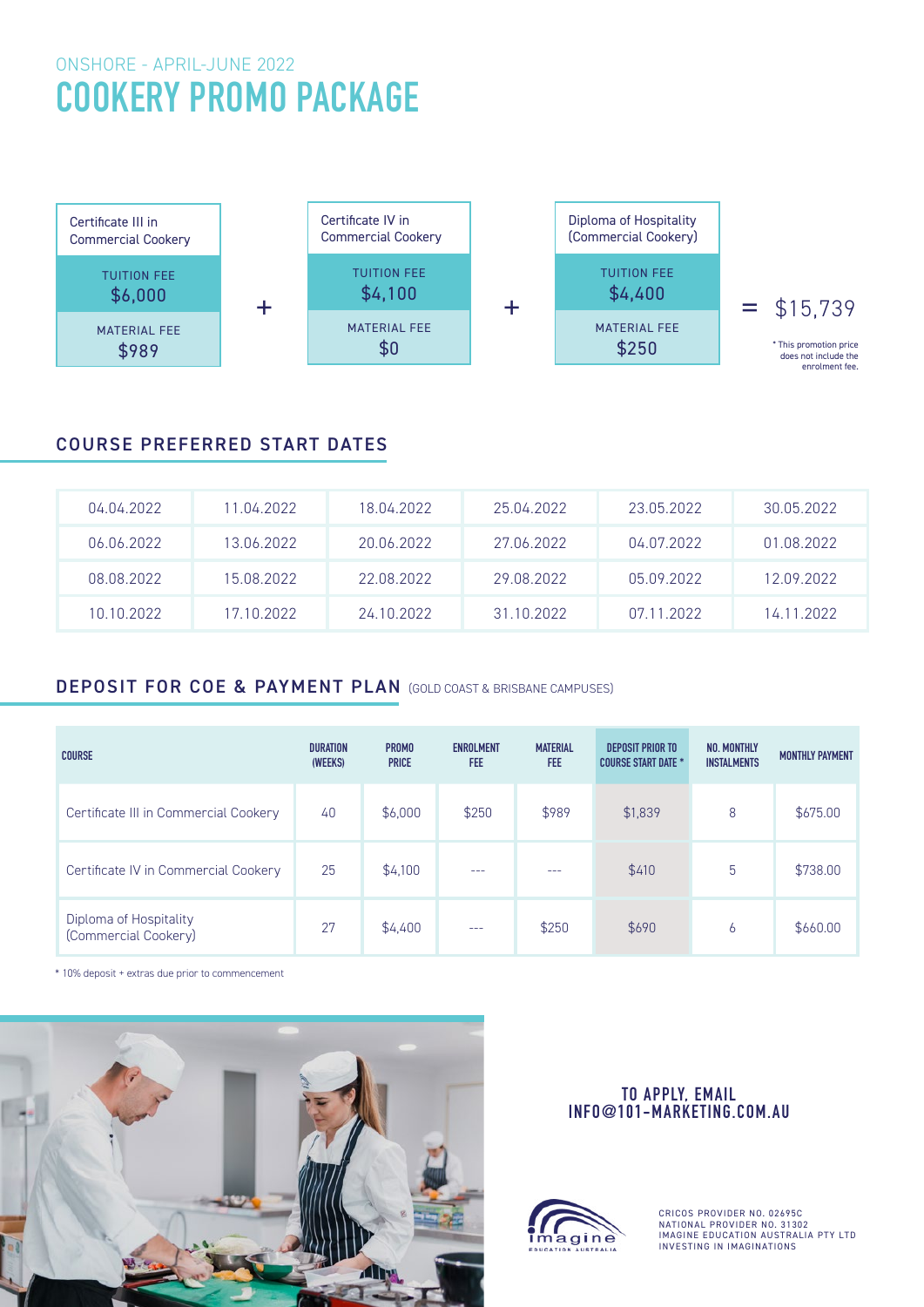ONSHORE - APRIL-JUNE 2022

# COOKERY PROMO PACKAGE

| Certificate III in Commercial Cookery | | Certificate IV in Commercial Cookery | | Diploma of Hospitality (Commercial Cookery) | | |
|---|---|---|---|---|---|---|
| TUITION FEE $6,000 | + | TUITION FEE $4,100 | + | TUITION FEE $4,400 | = | $15,739 |
| MATERIAL FEE $989 | | MATERIAL FEE $0 | | MATERIAL FEE $250 | | |

* This promotion price does not include the enrolment fee.

## COURSE PREFERRED START DATES

| | | | | | |
|---|---|---|---|---|---|
| 04.04.2022 | 11.04.2022 | 18.04.2022 | 25.04.2022 | 23.05.2022 | 30.05.2022 |
| 06.06.2022 | 13.06.2022 | 20.06.2022 | 27.06.2022 | 04.07.2022 | 01.08.2022 |
| 08.08.2022 | 15.08.2022 | 22.08.2022 | 29.08.2022 | 05.09.2022 | 12.09.2022 |
| 10.10.2022 | 17.10.2022 | 24.10.2022 | 31.10.2022 | 07.11.2022 | 14.11.2022 |

## DEPOSIT FOR COE & PAYMENT PLAN (GOLD COAST & BRISBANE CAMPUSES)

| COURSE | DURATION (WEEKS) | PROMO PRICE | ENROLMENT FEE | MATERIAL FEE | DEPOSIT PRIOR TO COURSE START DATE * | NO. MONTHLY INSTALMENTS | MONTHLY PAYMENT |
|---|---|---|---|---|---|---|---|
| Certificate III in Commercial Cookery | 40 | $6,000 | $250 | $989 | $1,839 | 8 | $675.00 |
| Certificate IV in Commercial Cookery | 25 | $4,100 | --- | --- | $410 | 5 | $738.00 |
| Diploma of Hospitality (Commercial Cookery) | 27 | $4,400 | --- | $250 | $690 | 6 | $660.00 |

* 10% deposit + extras due prior to commencement

**TO APPLY, EMAIL INFO@101-MARKETING.COM.AU**

CRICOS PROVIDER NO. 02695C
NATIONAL PROVIDER NO. 31302
IMAGINE EDUCATION AUSTRALIA PTY LTD
INVESTING IN IMAGINATIONS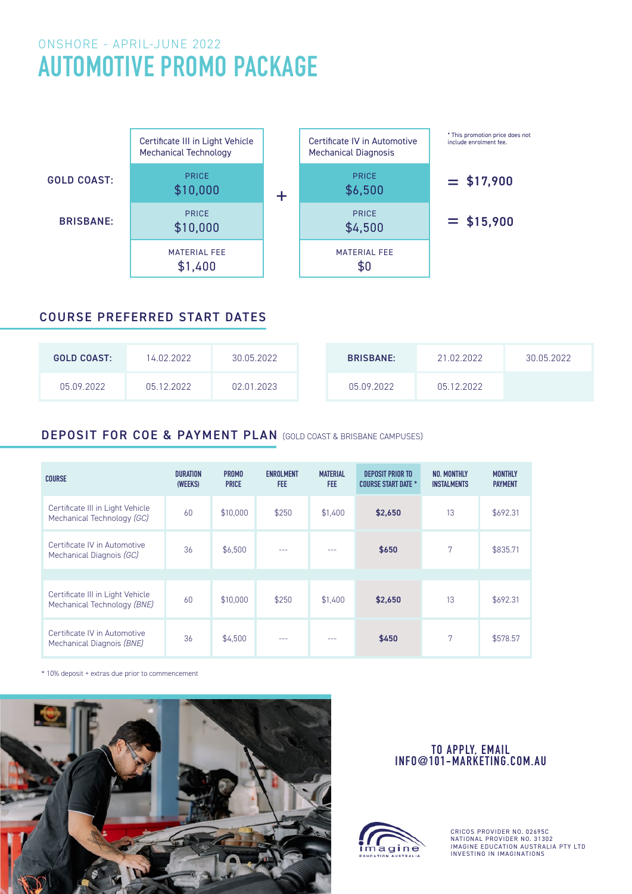ONSHORE - APRIL-JUNE 2022

# AUTOMOTIVE PROMO PACKAGE

| | Certificate III in Light Vehicle Mechanical Technology | | Certificate IV in Automotive Mechanical Diagnosis | |
|---|---|---|---|---|
| GOLD COAST: | PRICE $10,000 | + | PRICE $6,500 | = $17,900 |
| BRISBANE: | PRICE $10,000 | | PRICE $4,500 | = $15,900 |
| | MATERIAL FEE $1,400 | | MATERIAL FEE $0 | |

* This promotion price does not include enrolment fee.

## COURSE PREFERRED START DATES

| GOLD COAST: | 14.02.2022 | 30.05.2022 |
|---|---|---|
| 05.09.2022 | 05.12.2022 | 02.01.2023 |

| BRISBANE: | 21.02.2022 | 30.05.2022 |
|---|---|---|
| 05.09.2022 | 05.12.2022 | |

## DEPOSIT FOR COE & PAYMENT PLAN (GOLD COAST & BRISBANE CAMPUSES)

| COURSE | DURATION (WEEKS) | PROMO PRICE | ENROLMENT FEE | MATERIAL FEE | DEPOSIT PRIOR TO COURSE START DATE * | NO. MONTHLY INSTALMENTS | MONTHLY PAYMENT |
|---|---|---|---|---|---|---|---|
| Certificate III in Light Vehicle Mechanical Technology *(GC)* | 60 | $10,000 | $250 | $1,400 | **$2,650** | 13 | $692.31 |
| Certificate IV in Automotive Mechanical Diagnois *(GC)* | 36 | $6,500 | --- | --- | **$650** | 7 | $835.71 |
| | | | | | | | |
| Certificate III in Light Vehicle Mechanical Technology *(BNE)* | 60 | $10,000 | $250 | $1,400 | **$2,650** | 13 | $692.31 |
| Certificate IV in Automotive Mechanical Diagnois *(BNE)* | 36 | $4,500 | --- | --- | **$450** | 7 | $578.57 |

* 10% deposit + extras due prior to commencement

TO APPLY, EMAIL INFO@101-MARKETING.COM.AU

CRICOS PROVIDER NO. 02695C
NATIONAL PROVIDER NO. 31302
IMAGINE EDUCATION AUSTRALIA PTY LTD
INVESTING IN IMAGINATIONS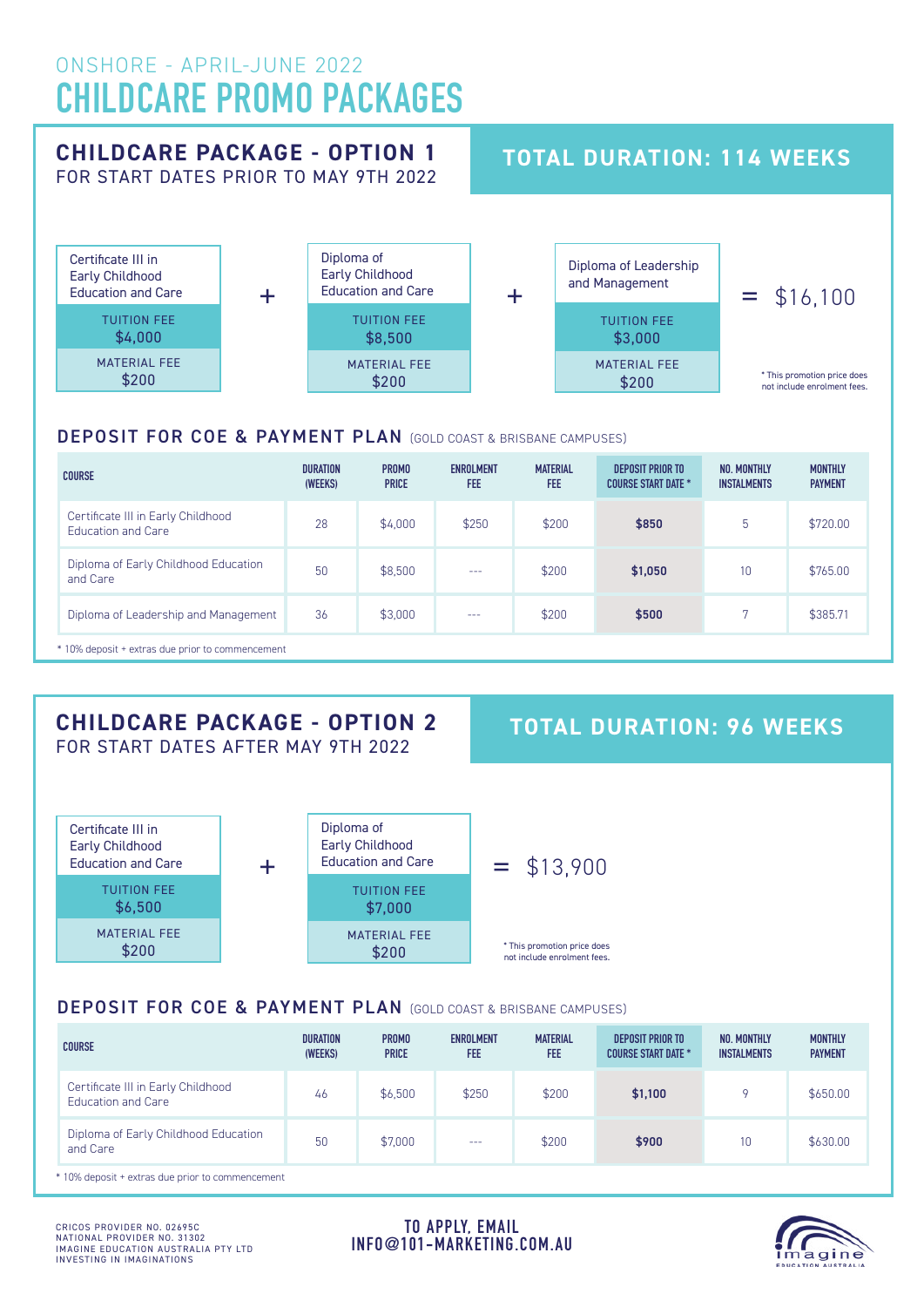ONSHORE - APRIL-JUNE 2022

# CHILDCARE PROMO PACKAGES

## CHILDCARE PACKAGE - OPTION 1

FOR START DATES PRIOR TO MAY 9TH 2022

**TOTAL DURATION: 114 WEEKS**

| Certificate III in Early Childhood Education and Care | + | Diploma of Early Childhood Education and Care | + | Diploma of Leadership and Management | = $16,100 |
|---|---|---|---|---|---|
| TUITION FEE $4,000 | | TUITION FEE $8,500 | | TUITION FEE $3,000 | |
| MATERIAL FEE $200 | | MATERIAL FEE $200 | | MATERIAL FEE $200 | |

\* This promotion price does not include enrolment fees.

### DEPOSIT FOR COE & PAYMENT PLAN (GOLD COAST & BRISBANE CAMPUSES)

| COURSE | DURATION (WEEKS) | PROMO PRICE | ENROLMENT FEE | MATERIAL FEE | DEPOSIT PRIOR TO COURSE START DATE * | NO. MONTHLY INSTALMENTS | MONTHLY PAYMENT |
|---|---|---|---|---|---|---|---|
| Certificate III in Early Childhood Education and Care | 28 | $4,000 | $250 | $200 | **$850** | 5 | $720.00 |
| Diploma of Early Childhood Education and Care | 50 | $8,500 | --- | $200 | **$1,050** | 10 | $765.00 |
| Diploma of Leadership and Management | 36 | $3,000 | --- | $200 | **$500** | 7 | $385.71 |

\* 10% deposit + extras due prior to commencement

## CHILDCARE PACKAGE - OPTION 2

FOR START DATES AFTER MAY 9TH 2022

**TOTAL DURATION: 96 WEEKS**

| Certificate III in Early Childhood Education and Care | + | Diploma of Early Childhood Education and Care | = $13,900 |
|---|---|---|---|
| TUITION FEE $6,500 | | TUITION FEE $7,000 | |
| MATERIAL FEE $200 | | MATERIAL FEE $200 | |

\* This promotion price does not include enrolment fees.

### DEPOSIT FOR COE & PAYMENT PLAN (GOLD COAST & BRISBANE CAMPUSES)

| COURSE | DURATION (WEEKS) | PROMO PRICE | ENROLMENT FEE | MATERIAL FEE | DEPOSIT PRIOR TO COURSE START DATE * | NO. MONTHLY INSTALMENTS | MONTHLY PAYMENT |
|---|---|---|---|---|---|---|---|
| Certificate III in Early Childhood Education and Care | 46 | $6,500 | $250 | $200 | **$1,100** | 9 | $650.00 |
| Diploma of Early Childhood Education and Care | 50 | $7,000 | --- | $200 | **$900** | 10 | $630.00 |

\* 10% deposit + extras due prior to commencement

CRICOS PROVIDER NO. 02695C
NATIONAL PROVIDER NO. 31302
IMAGINE EDUCATION AUSTRALIA PTY LTD
INVESTING IN IMAGINATIONS

**TO APPLY, EMAIL INFO@101-MARKETING.COM.AU**

imagine EDUCATION AUSTRALIA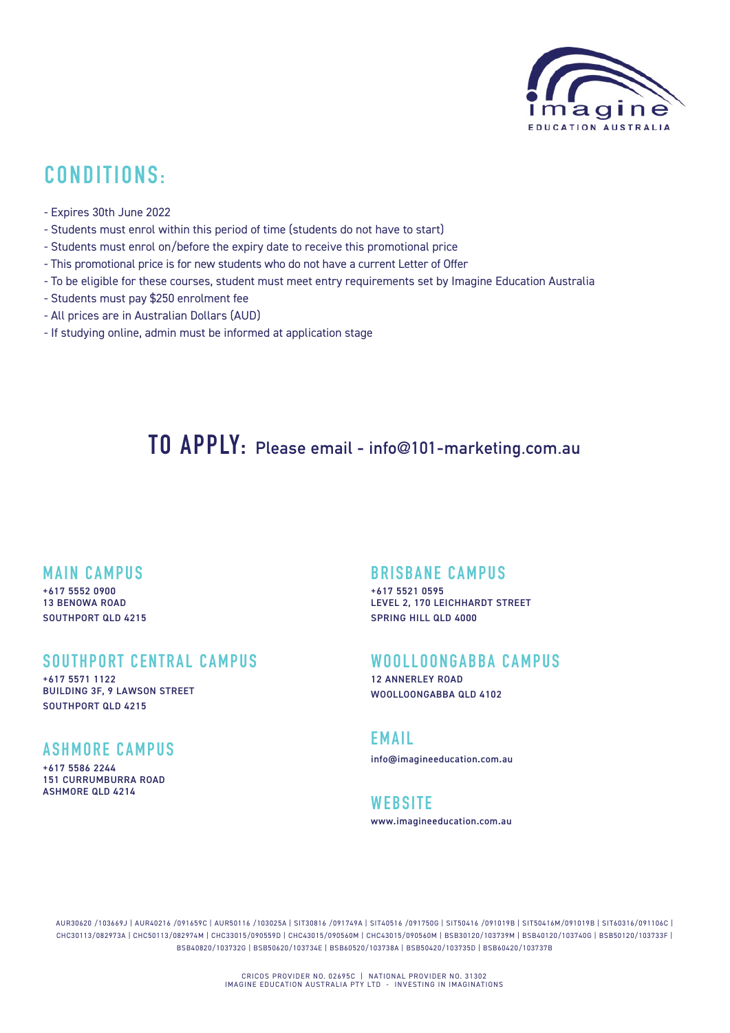imagine
EDUCATION AUSTRALIA

## CONDITIONS:

- Expires 30th June 2022
- Students must enrol within this period of time (students do not have to start)
- Students must enrol on/before the expiry date to receive this promotional price
- This promotional price is for new students who do not have a current Letter of Offer
- To be eligible for these courses, student must meet entry requirements set by Imagine Education Australia
- Students must pay $250 enrolment fee
- All prices are in Australian Dollars (AUD)
- If studying online, admin must be informed at application stage

## TO APPLY: Please email - info@101-marketing.com.au

### MAIN CAMPUS
+617 5552 0900
13 BENOWA ROAD
SOUTHPORT QLD 4215

### SOUTHPORT CENTRAL CAMPUS
+617 5571 1122
BUILDING 3F, 9 LAWSON STREET
SOUTHPORT QLD 4215

### ASHMORE CAMPUS
+617 5586 2244
151 CURRUMBURRA ROAD
ASHMORE QLD 4214

### BRISBANE CAMPUS
+617 5521 0595
LEVEL 2, 170 LEICHHARDT STREET
SPRING HILL QLD 4000

### WOOLLOONGABBA CAMPUS
12 ANNERLEY ROAD
WOOLLOONGABBA QLD 4102

### EMAIL
info@imagineeducation.com.au

### WEBSITE
www.imagineeducation.com.au

AUR30620 /103669J | AUR40216 /091659C | AUR50116 /103025A | SIT30816 /091749A | SIT40516 /091750G | SIT50416 /091019B | SIT50416M/091019B | SIT60316/091106C | CHC30113/082973A | CHC50113/082974M | CHC33015/090559D | CHC43015/090560M | CHC43015/090560M | BSB30120/103739M | BSB40120/103740G | BSB50120/103733F | BSB40820/103732G | BSB50620/103734E | BSB60520/103738A | BSB50420/103735D | BSB60420/103737B

CRICOS PROVIDER NO. 02695C | NATIONAL PROVIDER NO. 31302
IMAGINE EDUCATION AUSTRALIA PTY LTD - INVESTING IN IMAGINATIONS